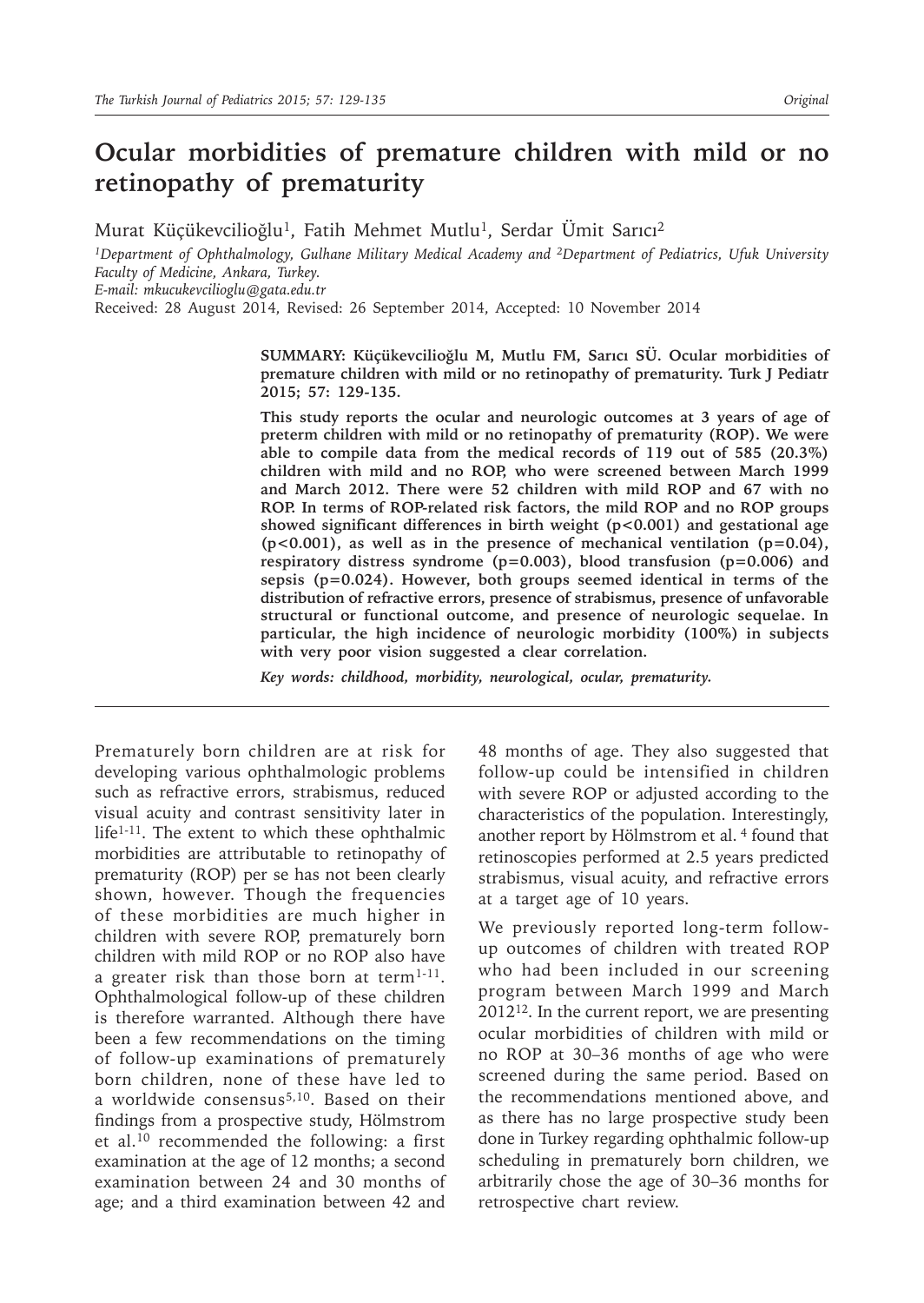# Ocular morbidities of premature children with mild or no retinopathy of prematurity

Murat Küçükevcilioğlu[1], Fatih Mehmet Mutlu[1], Serdar Ümit Sarıcı[2]

*[1]Department of Ophthalmology, Gulhane Military Medical Academy and [2]Department of Pediatrics, Ufuk University Faculty of Medicine, Ankara, Turkey.*
*E-mail: mkucukevcilioglu@gata.edu.tr*

Received: 28 August 2014, Revised: 26 September 2014, Accepted: 10 November 2014

**SUMMARY: Küçükevcilioğlu M, Mutlu FM, Sarıcı SÜ. Ocular morbidities of premature children with mild or no retinopathy of prematurity. Turk J Pediatr 2015; 57: 129-135.**

**This study reports the ocular and neurologic outcomes at 3 years of age of preterm children with mild or no retinopathy of prematurity (ROP). We were able to compile data from the medical records of 119 out of 585 (20.3%) children with mild and no ROP, who were screened between March 1999 and March 2012. There were 52 children with mild ROP and 67 with no ROP. In terms of ROP-related risk factors, the mild ROP and no ROP groups showed significant differences in birth weight ($p<0.001$) and gestational age ($p<0.001$), as well as in the presence of mechanical ventilation ($p=0.04$), respiratory distress syndrome ($p=0.003$), blood transfusion ($p=0.006$) and sepsis ($p=0.024$). However, both groups seemed identical in terms of the distribution of refractive errors, presence of strabismus, presence of unfavorable structural or functional outcome, and presence of neurologic sequelae. In particular, the high incidence of neurologic morbidity (100%) in subjects with very poor vision suggested a clear correlation.**

***Key words: childhood, morbidity, neurological, ocular, prematurity.***

Prematurely born children are at risk for developing various ophthalmologic problems such as refractive errors, strabismus, reduced visual acuity and contrast sensitivity later in life[1-11]. The extent to which these ophthalmic morbidities are attributable to retinopathy of prematurity (ROP) per se has not been clearly shown, however. Though the frequencies of these morbidities are much higher in children with severe ROP, prematurely born children with mild ROP or no ROP also have a greater risk than those born at term[1-11]. Ophthalmological follow-up of these children is therefore warranted. Although there have been a few recommendations on the timing of follow-up examinations of prematurely born children, none of these have led to a worldwide consensus[5,10]. Based on their findings from a prospective study, Hölmstrom et al.[10] recommended the following: a first examination at the age of 12 months; a second examination between 24 and 30 months of age; and a third examination between 42 and 48 months of age. They also suggested that follow-up could be intensified in children with severe ROP or adjusted according to the characteristics of the population. Interestingly, another report by Hölmstrom et al. [4] found that retinoscopies performed at 2.5 years predicted strabismus, visual acuity, and refractive errors at a target age of 10 years.

We previously reported long-term follow-up outcomes of children with treated ROP who had been included in our screening program between March 1999 and March 2012[12]. In the current report, we are presenting ocular morbidities of children with mild or no ROP at 30–36 months of age who were screened during the same period. Based on the recommendations mentioned above, and as there has no large prospective study been done in Turkey regarding ophthalmic follow-up scheduling in prematurely born children, we arbitrarily chose the age of 30–36 months for retrospective chart review.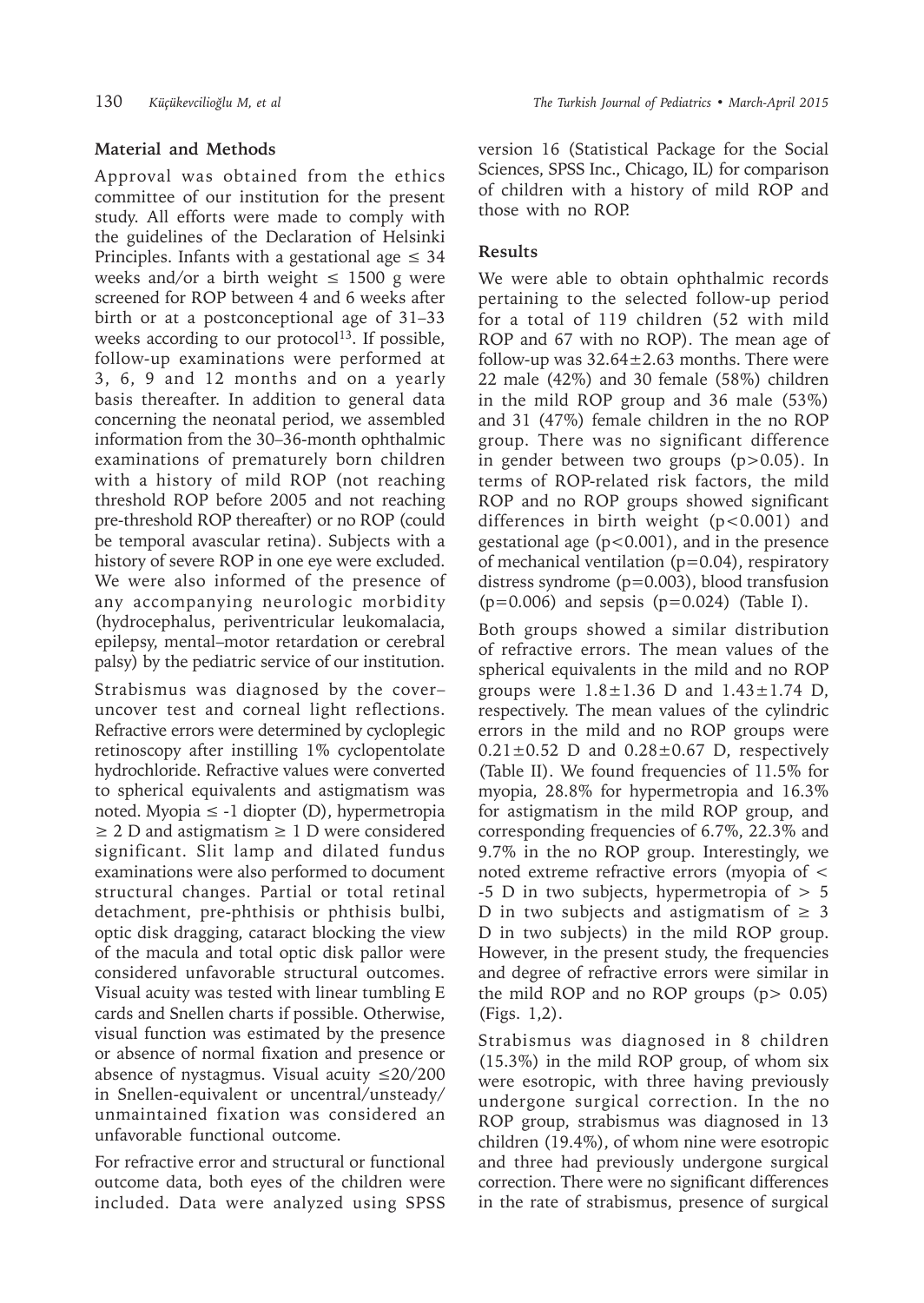## Material and Methods

Approval was obtained from the ethics committee of our institution for the present study. All efforts were made to comply with the guidelines of the Declaration of Helsinki Principles. Infants with a gestational age ≤ 34 weeks and/or a birth weight ≤ 1500 g were screened for ROP between 4 and 6 weeks after birth or at a postconceptional age of 31–33 weeks according to our protocol[13]. If possible, follow-up examinations were performed at 3, 6, 9 and 12 months and on a yearly basis thereafter. In addition to general data concerning the neonatal period, we assembled information from the 30–36-month ophthalmic examinations of prematurely born children with a history of mild ROP (not reaching threshold ROP before 2005 and not reaching pre-threshold ROP thereafter) or no ROP (could be temporal avascular retina). Subjects with a history of severe ROP in one eye were excluded. We were also informed of the presence of any accompanying neurologic morbidity (hydrocephalus, periventricular leukomalacia, epilepsy, mental–motor retardation or cerebral palsy) by the pediatric service of our institution.

Strabismus was diagnosed by the cover–uncover test and corneal light reflections. Refractive errors were determined by cycloplegic retinoscopy after instilling 1% cyclopentolate hydrochloride. Refractive values were converted to spherical equivalents and astigmatism was noted. Myopia ≤ -1 diopter (D), hypermetropia ≥ 2 D and astigmatism ≥ 1 D were considered significant. Slit lamp and dilated fundus examinations were also performed to document structural changes. Partial or total retinal detachment, pre-phthisis or phthisis bulbi, optic disk dragging, cataract blocking the view of the macula and total optic disk pallor were considered unfavorable structural outcomes. Visual acuity was tested with linear tumbling E cards and Snellen charts if possible. Otherwise, visual function was estimated by the presence or absence of normal fixation and presence or absence of nystagmus. Visual acuity ≤20/200 in Snellen-equivalent or uncentral/unsteady/unmaintained fixation was considered an unfavorable functional outcome.

For refractive error and structural or functional outcome data, both eyes of the children were included. Data were analyzed using SPSS version 16 (Statistical Package for the Social Sciences, SPSS Inc., Chicago, IL) for comparison of children with a history of mild ROP and those with no ROP.

## Results

We were able to obtain ophthalmic records pertaining to the selected follow-up period for a total of 119 children (52 with mild ROP and 67 with no ROP). The mean age of follow-up was 32.64±2.63 months. There were 22 male (42%) and 30 female (58%) children in the mild ROP group and 36 male (53%) and 31 (47%) female children in the no ROP group. There was no significant difference in gender between two groups ($p>0.05$). In terms of ROP-related risk factors, the mild ROP and no ROP groups showed significant differences in birth weight ($p<0.001$) and gestational age ($p<0.001$), and in the presence of mechanical ventilation ($p=0.04$), respiratory distress syndrome ($p=0.003$), blood transfusion ($p=0.006$) and sepsis ($p=0.024$) (Table I).

Both groups showed a similar distribution of refractive errors. The mean values of the spherical equivalents in the mild and no ROP groups were 1.8±1.36 D and 1.43±1.74 D, respectively. The mean values of the cylindric errors in the mild and no ROP groups were 0.21±0.52 D and 0.28±0.67 D, respectively (Table II). We found frequencies of 11.5% for myopia, 28.8% for hypermetropia and 16.3% for astigmatism in the mild ROP group, and corresponding frequencies of 6.7%, 22.3% and 9.7% in the no ROP group. Interestingly, we noted extreme refractive errors (myopia of < -5 D in two subjects, hypermetropia of > 5 D in two subjects and astigmatism of ≥ 3 D in two subjects) in the mild ROP group. However, in the present study, the frequencies and degree of refractive errors were similar in the mild ROP and no ROP groups ($p> 0.05$) (Figs. 1,2).

Strabismus was diagnosed in 8 children (15.3%) in the mild ROP group, of whom six were esotropic, with three having previously undergone surgical correction. In the no ROP group, strabismus was diagnosed in 13 children (19.4%), of whom nine were esotropic and three had previously undergone surgical correction. There were no significant differences in the rate of strabismus, presence of surgical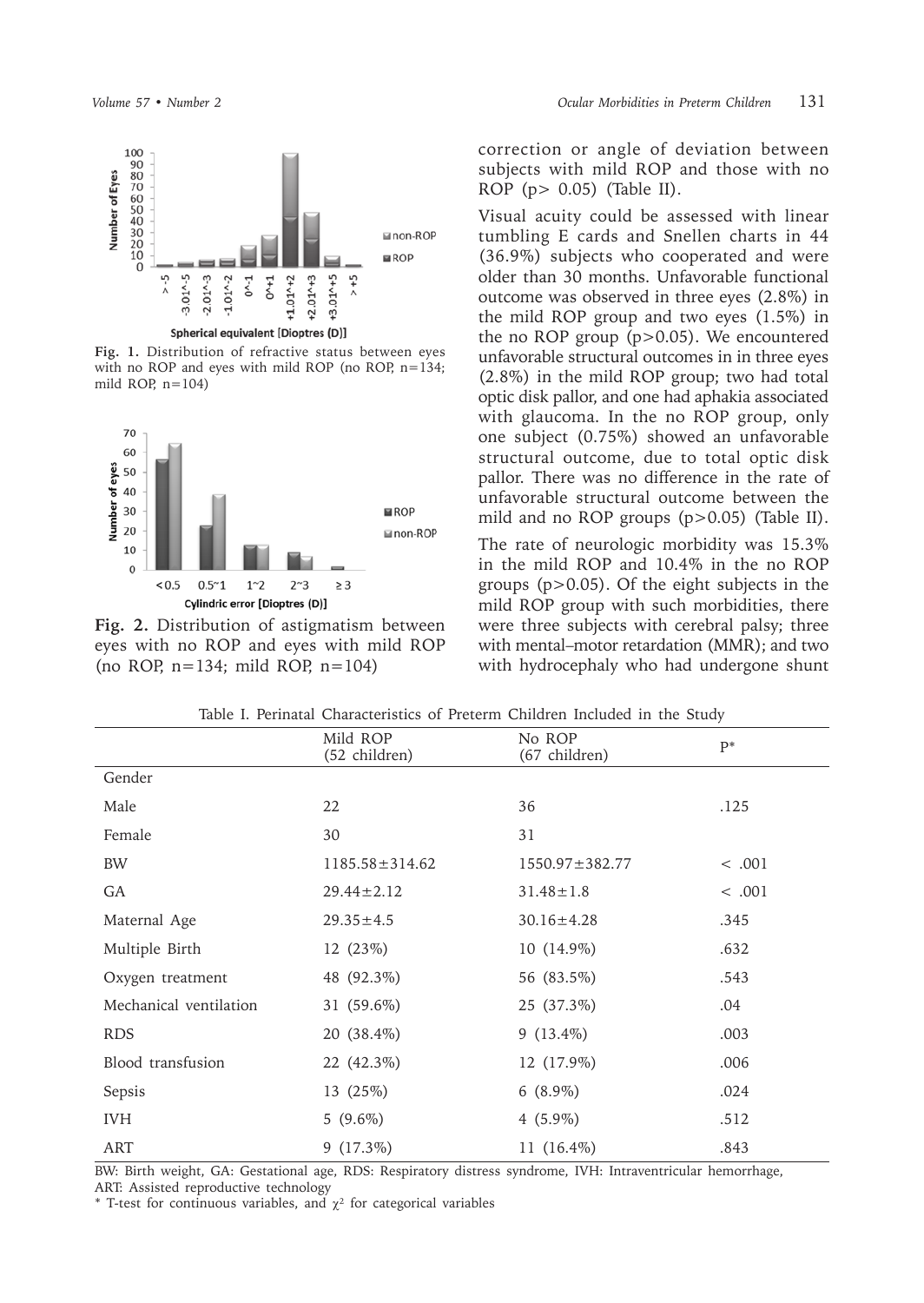Fig. 1. Distribution of refractive status between eyes with no ROP and eyes with mild ROP (no ROP, n=134; mild ROP, n=104)

Fig. 2. Distribution of astigmatism between eyes with no ROP and eyes with mild ROP (no ROP, n=134; mild ROP, n=104)

correction or angle of deviation between subjects with mild ROP and those with no ROP (p> 0.05) (Table II).

Visual acuity could be assessed with linear tumbling E cards and Snellen charts in 44 (36.9%) subjects who cooperated and were older than 30 months. Unfavorable functional outcome was observed in three eyes (2.8%) in the mild ROP group and two eyes (1.5%) in the no ROP group (p>0.05). We encountered unfavorable structural outcomes in in three eyes (2.8%) in the mild ROP group; two had total optic disk pallor, and one had aphakia associated with glaucoma. In the no ROP group, only one subject (0.75%) showed an unfavorable structural outcome, due to total optic disk pallor. There was no difference in the rate of unfavorable structural outcome between the mild and no ROP groups (p>0.05) (Table II).

The rate of neurologic morbidity was 15.3% in the mild ROP and 10.4% in the no ROP groups (p>0.05). Of the eight subjects in the mild ROP group with such morbidities, there were three subjects with cerebral palsy; three with mental–motor retardation (MMR); and two with hydrocephaly who had undergone shunt

Table I. Perinatal Characteristics of Preterm Children Included in the Study

| | Mild ROP (52 children) | No ROP (67 children) | P* |
|---|---|---|---|
| Gender | | | |
| Male | 22 | 36 | .125 |
| Female | 30 | 31 | |
| BW | 1185.58±314.62 | 1550.97±382.77 | < .001 |
| GA | 29.44±2.12 | 31.48±1.8 | < .001 |
| Maternal Age | 29.35±4.5 | 30.16±4.28 | .345 |
| Multiple Birth | 12 (23%) | 10 (14.9%) | .632 |
| Oxygen treatment | 48 (92.3%) | 56 (83.5%) | .543 |
| Mechanical ventilation | 31 (59.6%) | 25 (37.3%) | .04 |
| RDS | 20 (38.4%) | 9 (13.4%) | .003 |
| Blood transfusion | 22 (42.3%) | 12 (17.9%) | .006 |
| Sepsis | 13 (25%) | 6 (8.9%) | .024 |
| IVH | 5 (9.6%) | 4 (5.9%) | .512 |
| ART | 9 (17.3%) | 11 (16.4%) | .843 |

BW: Birth weight, GA: Gestational age, RDS: Respiratory distress syndrome, IVH: Intraventricular hemorrhage, ART: Assisted reproductive technology

\* T-test for continuous variables, and $\chi^2$ for categorical variables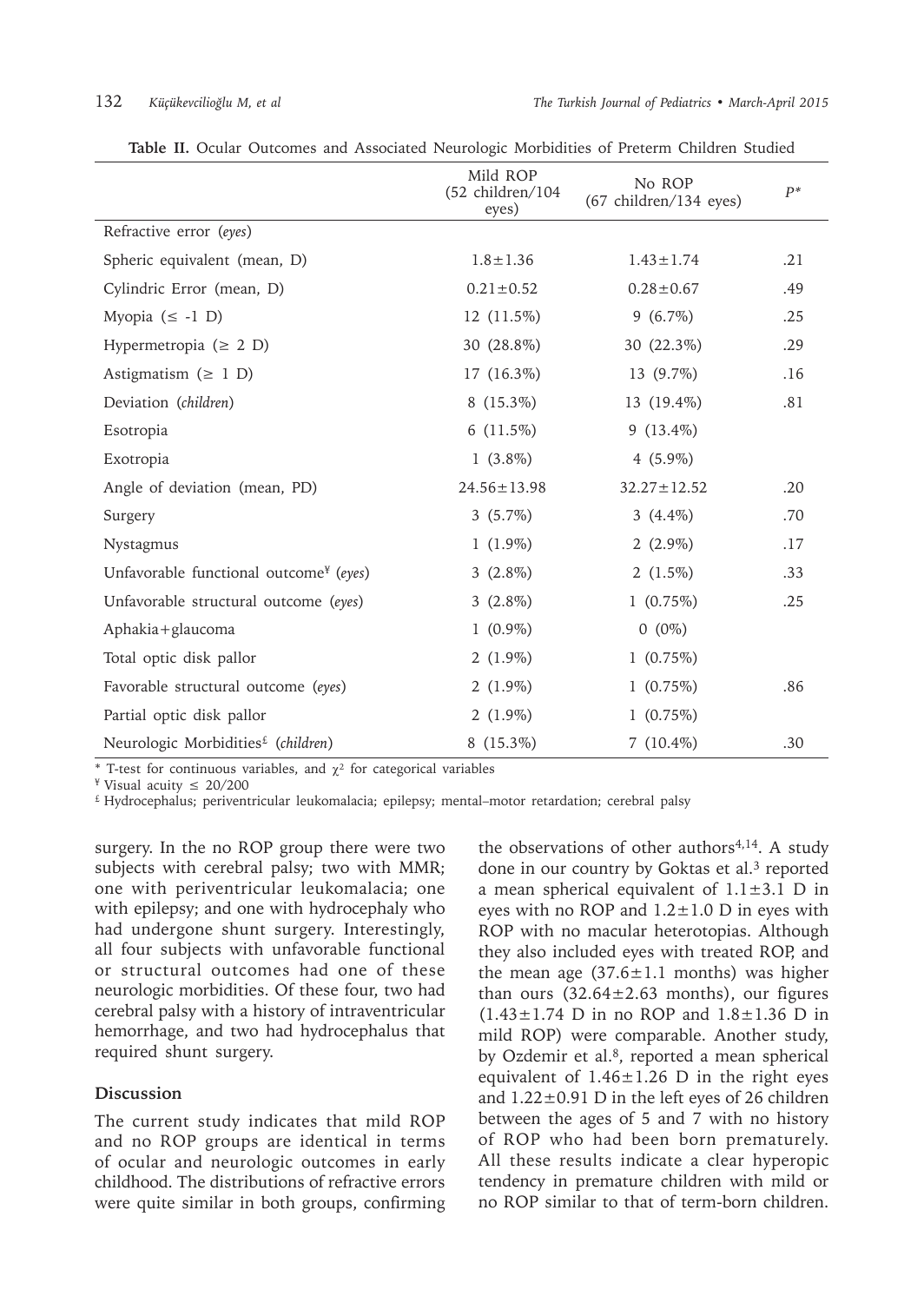**Table II.** Ocular Outcomes and Associated Neurologic Morbidities of Preterm Children Studied

| | Mild ROP (52 children/104 eyes) | No ROP (67 children/134 eyes) | $P$* |
|---|---|---|---|
| Refractive error (*eyes*) | | | |
| Spheric equivalent (mean, D) | 1.8±1.36 | 1.43±1.74 | .21 |
| Cylindric Error (mean, D) | 0.21±0.52 | 0.28±0.67 | .49 |
| Myopia (≤ -1 D) | 12 (11.5%) | 9 (6.7%) | .25 |
| Hypermetropia (≥ 2 D) | 30 (28.8%) | 30 (22.3%) | .29 |
| Astigmatism (≥ 1 D) | 17 (16.3%) | 13 (9.7%) | .16 |
| Deviation (*children*) | 8 (15.3%) | 13 (19.4%) | .81 |
| Esotropia | 6 (11.5%) | 9 (13.4%) | |
| Exotropia | 1 (3.8%) | 4 (5.9%) | |
| Angle of deviation (mean, PD) | 24.56±13.98 | 32.27±12.52 | .20 |
| Surgery | 3 (5.7%) | 3 (4.4%) | .70 |
| Nystagmus | 1 (1.9%) | 2 (2.9%) | .17 |
| Unfavorable functional outcome¥ (*eyes*) | 3 (2.8%) | 2 (1.5%) | .33 |
| Unfavorable structural outcome (*eyes*) | 3 (2.8%) | 1 (0.75%) | .25 |
| Aphakia+glaucoma | 1 (0.9%) | 0 (0%) | |
| Total optic disk pallor | 2 (1.9%) | 1 (0.75%) | |
| Favorable structural outcome (*eyes*) | 2 (1.9%) | 1 (0.75%) | .86 |
| Partial optic disk pallor | 2 (1.9%) | 1 (0.75%) | |
| Neurologic Morbidities£ (*children*) | 8 (15.3%) | 7 (10.4%) | .30 |

\* T-test for continuous variables, and $\chi^2$ for categorical variables

¥ Visual acuity ≤ 20/200

£ Hydrocephalus; periventricular leukomalacia; epilepsy; mental–motor retardation; cerebral palsy

surgery. In the no ROP group there were two subjects with cerebral palsy; two with MMR; one with periventricular leukomalacia; one with epilepsy; and one with hydrocephaly who had undergone shunt surgery. Interestingly, all four subjects with unfavorable functional or structural outcomes had one of these neurologic morbidities. Of these four, two had cerebral palsy with a history of intraventricular hemorrhage, and two had hydrocephalus that required shunt surgery.

## Discussion

The current study indicates that mild ROP and no ROP groups are identical in terms of ocular and neurologic outcomes in early childhood. The distributions of refractive errors were quite similar in both groups, confirming the observations of other authors[4,14]. A study done in our country by Goktas et al.[3] reported a mean spherical equivalent of 1.1±3.1 D in eyes with no ROP and 1.2±1.0 D in eyes with ROP with no macular heterotopias. Although they also included eyes with treated ROP, and the mean age (37.6±1.1 months) was higher than ours (32.64±2.63 months), our figures (1.43±1.74 D in no ROP and 1.8±1.36 D in mild ROP) were comparable. Another study, by Ozdemir et al.[8], reported a mean spherical equivalent of 1.46±1.26 D in the right eyes and 1.22±0.91 D in the left eyes of 26 children between the ages of 5 and 7 with no history of ROP who had been born prematurely. All these results indicate a clear hyperopic tendency in premature children with mild or no ROP similar to that of term-born children.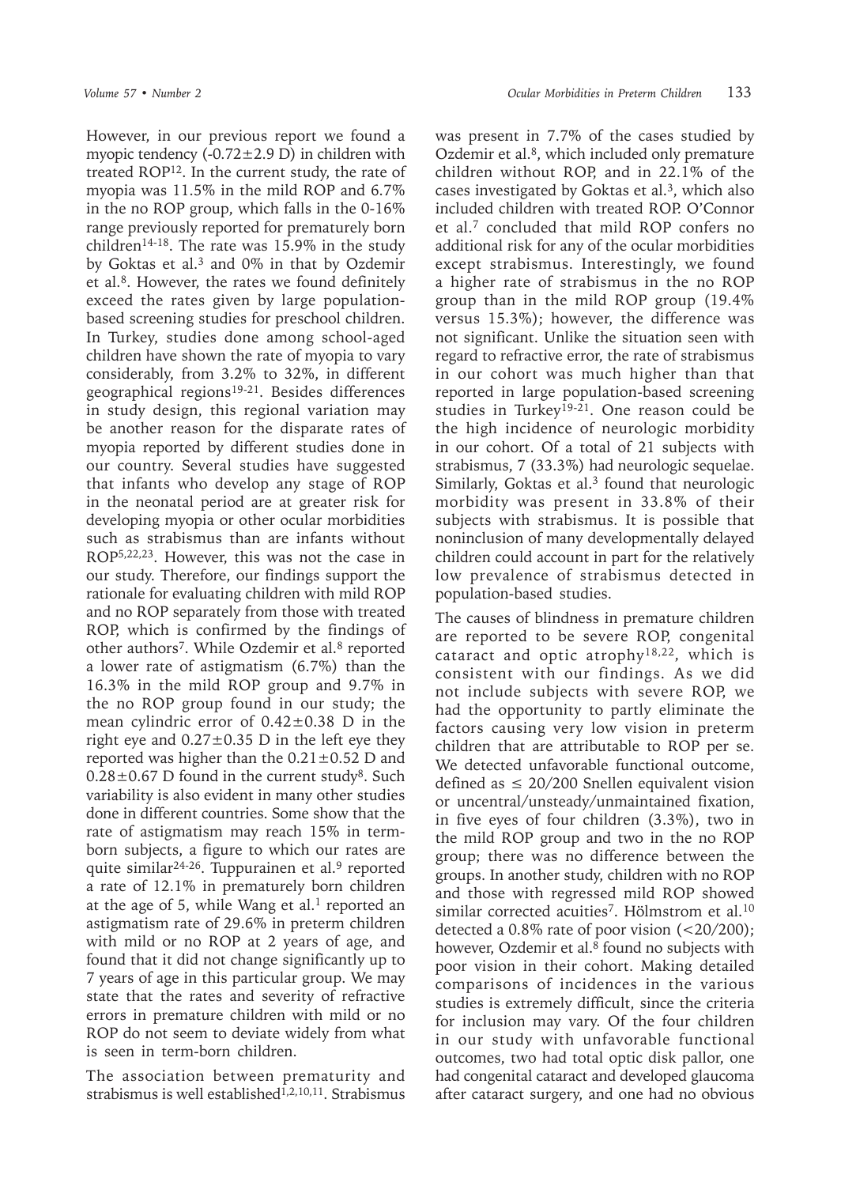However, in our previous report we found a myopic tendency (-0.72±2.9 D) in children with treated ROP[12]. In the current study, the rate of myopia was 11.5% in the mild ROP and 6.7% in the no ROP group, which falls in the 0-16% range previously reported for prematurely born children[14-18]. The rate was 15.9% in the study by Goktas et al.[3] and 0% in that by Ozdemir et al.[8]. However, the rates we found definitely exceed the rates given by large population-based screening studies for preschool children. In Turkey, studies done among school-aged children have shown the rate of myopia to vary considerably, from 3.2% to 32%, in different geographical regions[19-21]. Besides differences in study design, this regional variation may be another reason for the disparate rates of myopia reported by different studies done in our country. Several studies have suggested that infants who develop any stage of ROP in the neonatal period are at greater risk for developing myopia or other ocular morbidities such as strabismus than are infants without ROP[5,22,23]. However, this was not the case in our study. Therefore, our findings support the rationale for evaluating children with mild ROP and no ROP separately from those with treated ROP, which is confirmed by the findings of other authors[7]. While Ozdemir et al.[8] reported a lower rate of astigmatism (6.7%) than the 16.3% in the mild ROP group and 9.7% in the no ROP group found in our study; the mean cylindric error of 0.42±0.38 D in the right eye and 0.27±0.35 D in the left eye they reported was higher than the 0.21±0.52 D and 0.28±0.67 D found in the current study[8]. Such variability is also evident in many other studies done in different countries. Some show that the rate of astigmatism may reach 15% in term-born subjects, a figure to which our rates are quite similar[24-26]. Tuppurainen et al.[9] reported a rate of 12.1% in prematurely born children at the age of 5, while Wang et al.[1] reported an astigmatism rate of 29.6% in preterm children with mild or no ROP at 2 years of age, and found that it did not change significantly up to 7 years of age in this particular group. We may state that the rates and severity of refractive errors in premature children with mild or no ROP do not seem to deviate widely from what is seen in term-born children.

The association between prematurity and strabismus is well established[1,2,10,11]. Strabismus was present in 7.7% of the cases studied by Ozdemir et al.[8], which included only premature children without ROP, and in 22.1% of the cases investigated by Goktas et al.[3], which also included children with treated ROP. O'Connor et al.[7] concluded that mild ROP confers no additional risk for any of the ocular morbidities except strabismus. Interestingly, we found a higher rate of strabismus in the no ROP group than in the mild ROP group (19.4% versus 15.3%); however, the difference was not significant. Unlike the situation seen with regard to refractive error, the rate of strabismus in our cohort was much higher than that reported in large population-based screening studies in Turkey[19-21]. One reason could be the high incidence of neurologic morbidity in our cohort. Of a total of 21 subjects with strabismus, 7 (33.3%) had neurologic sequelae. Similarly, Goktas et al.[3] found that neurologic morbidity was present in 33.8% of their subjects with strabismus. It is possible that noninclusion of many developmentally delayed children could account in part for the relatively low prevalence of strabismus detected in population-based studies.

The causes of blindness in premature children are reported to be severe ROP, congenital cataract and optic atrophy[18,22], which is consistent with our findings. As we did not include subjects with severe ROP, we had the opportunity to partly eliminate the factors causing very low vision in preterm children that are attributable to ROP per se. We detected unfavorable functional outcome, defined as ≤ 20/200 Snellen equivalent vision or uncentral/unsteady/unmaintained fixation, in five eyes of four children (3.3%), two in the mild ROP group and two in the no ROP group; there was no difference between the groups. In another study, children with no ROP and those with regressed mild ROP showed similar corrected acuities[7]. Hölmstrom et al.[10] detected a 0.8% rate of poor vision (<20/200); however, Ozdemir et al.[8] found no subjects with poor vision in their cohort. Making detailed comparisons of incidences in the various studies is extremely difficult, since the criteria for inclusion may vary. Of the four children in our study with unfavorable functional outcomes, two had total optic disk pallor, one had congenital cataract and developed glaucoma after cataract surgery, and one had no obvious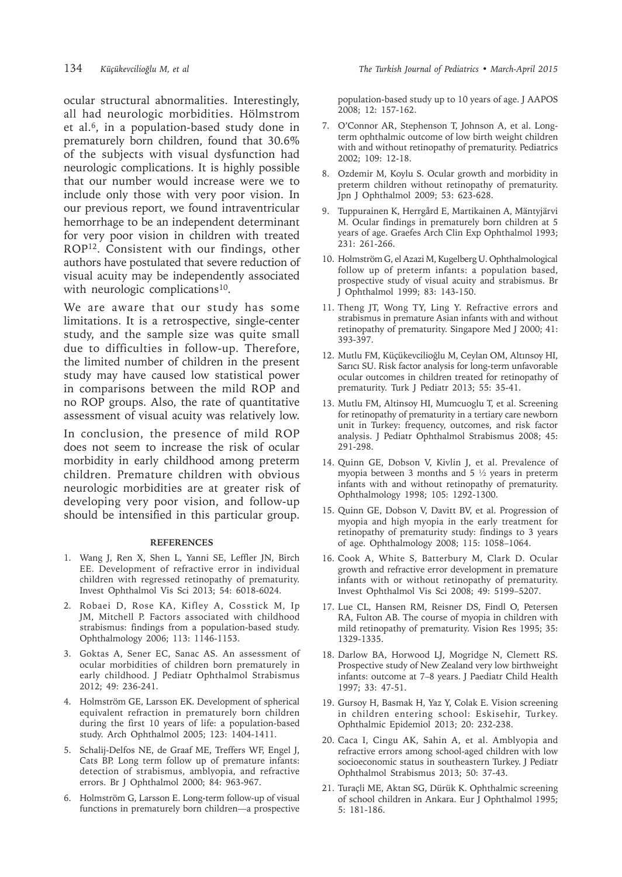ocular structural abnormalities. Interestingly, all had neurologic morbidities. Hölmstrom et al.[6], in a population-based study done in prematurely born children, found that 30.6% of the subjects with visual dysfunction had neurologic complications. It is highly possible that our number would increase were we to include only those with very poor vision. In our previous report, we found intraventricular hemorrhage to be an independent determinant for very poor vision in children with treated ROP[12]. Consistent with our findings, other authors have postulated that severe reduction of visual acuity may be independently associated with neurologic complications[10].

We are aware that our study has some limitations. It is a retrospective, single-center study, and the sample size was quite small due to difficulties in follow-up. Therefore, the limited number of children in the present study may have caused low statistical power in comparisons between the mild ROP and no ROP groups. Also, the rate of quantitative assessment of visual acuity was relatively low.

In conclusion, the presence of mild ROP does not seem to increase the risk of ocular morbidity in early childhood among preterm children. Premature children with obvious neurologic morbidities are at greater risk of developing very poor vision, and follow-up should be intensified in this particular group.

## REFERENCES

1. Wang J, Ren X, Shen L, Yanni SE, Leffler JN, Birch EE. Development of refractive error in individual children with regressed retinopathy of prematurity. Invest Ophthalmol Vis Sci 2013; 54: 6018-6024.
2. Robaei D, Rose KA, Kifley A, Cosstick M, Ip JM, Mitchell P. Factors associated with childhood strabismus: findings from a population-based study. Ophthalmology 2006; 113: 1146-1153.
3. Goktas A, Sener EC, Sanac AS. An assessment of ocular morbidities of children born prematurely in early childhood. J Pediatr Ophthalmol Strabismus 2012; 49: 236-241.
4. Holmström GE, Larsson EK. Development of spherical equivalent refraction in prematurely born children during the first 10 years of life: a population-based study. Arch Ophthalmol 2005; 123: 1404-1411.
5. Schalij-Delfos NE, de Graaf ME, Treffers WF, Engel J, Cats BP. Long term follow up of premature infants: detection of strabismus, amblyopia, and refractive errors. Br J Ophthalmol 2000; 84: 963-967.
6. Holmström G, Larsson E. Long-term follow-up of visual functions in prematurely born children—a prospective population-based study up to 10 years of age. J AAPOS 2008; 12: 157-162.
7. O'Connor AR, Stephenson T, Johnson A, et al. Long-term ophthalmic outcome of low birth weight children with and without retinopathy of prematurity. Pediatrics 2002; 109: 12-18.
8. Ozdemir M, Koylu S. Ocular growth and morbidity in preterm children without retinopathy of prematurity. Jpn J Ophthalmol 2009; 53: 623-628.
9. Tuppurainen K, Herrgård E, Martikainen A, Mäntyjärvi M. Ocular findings in prematurely born children at 5 years of age. Graefes Arch Clin Exp Ophthalmol 1993; 231: 261-266.
10. Holmström G, el Azazi M, Kugelberg U. Ophthalmological follow up of preterm infants: a population based, prospective study of visual acuity and strabismus. Br J Ophthalmol 1999; 83: 143-150.
11. Theng JT, Wong TY, Ling Y. Refractive errors and strabismus in premature Asian infants with and without retinopathy of prematurity. Singapore Med J 2000; 41: 393-397.
12. Mutlu FM, Küçükevcilioğlu M, Ceylan OM, Altınsoy HI, Sarıcı SU. Risk factor analysis for long-term unfavorable ocular outcomes in children treated for retinopathy of prematurity. Turk J Pediatr 2013; 55: 35-41.
13. Mutlu FM, Altinsoy HI, Mumcuoglu T, et al. Screening for retinopathy of prematurity in a tertiary care newborn unit in Turkey: frequency, outcomes, and risk factor analysis. J Pediatr Ophthalmol Strabismus 2008; 45: 291-298.
14. Quinn GE, Dobson V, Kivlin J, et al. Prevalence of myopia between 3 months and 5 ½ years in preterm infants with and without retinopathy of prematurity. Ophthalmology 1998; 105: 1292-1300.
15. Quinn GE, Dobson V, Davitt BV, et al. Progression of myopia and high myopia in the early treatment for retinopathy of prematurity study: findings to 3 years of age. Ophthalmology 2008; 115: 1058–1064.
16. Cook A, White S, Batterbury M, Clark D. Ocular growth and refractive error development in premature infants with or without retinopathy of prematurity. Invest Ophthalmol Vis Sci 2008; 49: 5199–5207.
17. Lue CL, Hansen RM, Reisner DS, Findl O, Petersen RA, Fulton AB. The course of myopia in children with mild retinopathy of prematurity. Vision Res 1995; 35: 1329-1335.
18. Darlow BA, Horwood LJ, Mogridge N, Clemett RS. Prospective study of New Zealand very low birthweight infants: outcome at 7–8 years. J Paediatr Child Health 1997; 33: 47-51.
19. Gursoy H, Basmak H, Yaz Y, Colak E. Vision screening in children entering school: Eskisehir, Turkey. Ophthalmic Epidemiol 2013; 20: 232-238.
20. Caca I, Cingu AK, Sahin A, et al. Amblyopia and refractive errors among school-aged children with low socioeconomic status in southeastern Turkey. J Pediatr Ophthalmol Strabismus 2013; 50: 37-43.
21. Turaçli ME, Aktan SG, Dürük K. Ophthalmic screening of school children in Ankara. Eur J Ophthalmol 1995; 5: 181-186.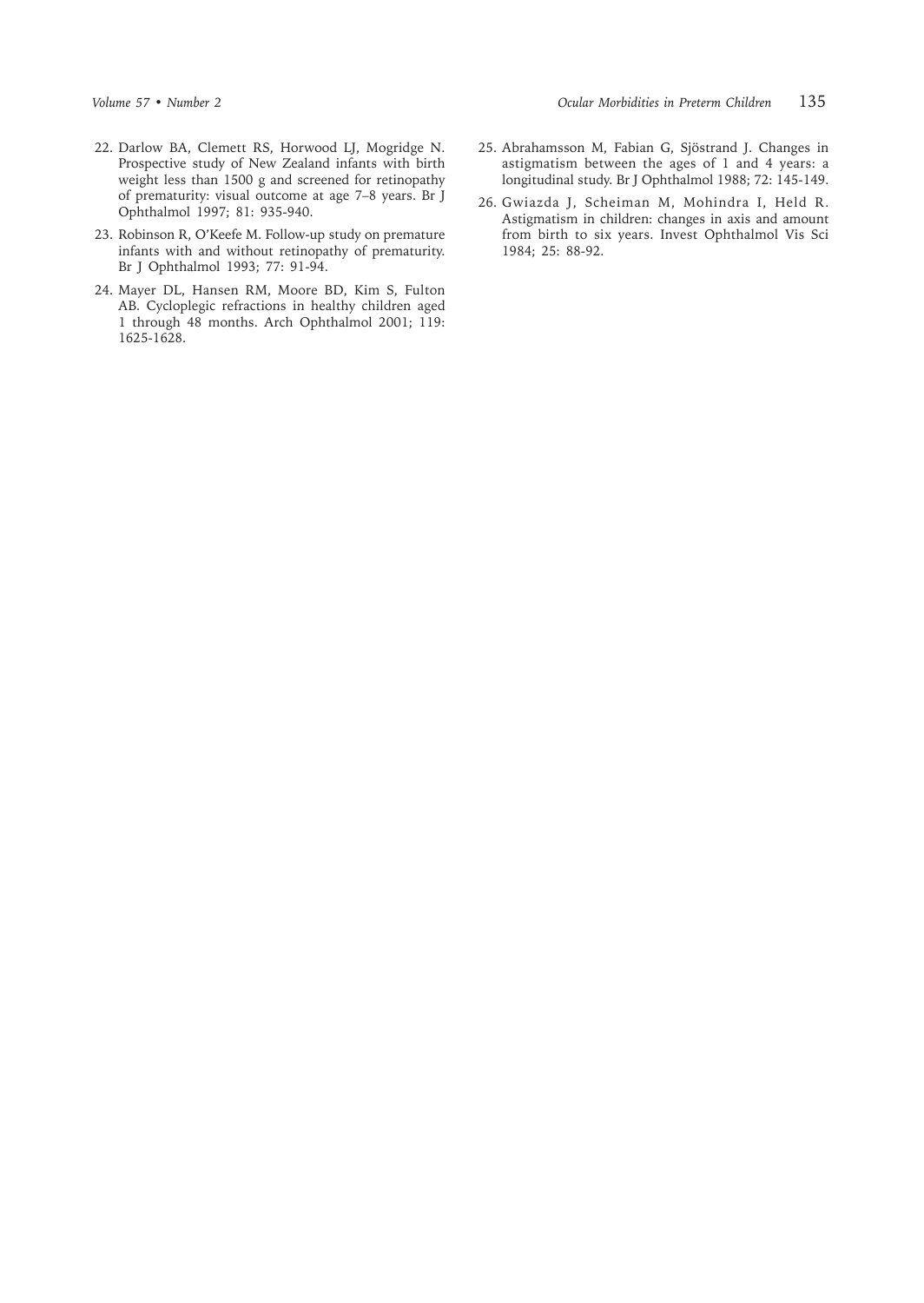22. Darlow BA, Clemett RS, Horwood LJ, Mogridge N. Prospective study of New Zealand infants with birth weight less than 1500 g and screened for retinopathy of prematurity: visual outcome at age 7–8 years. Br J Ophthalmol 1997; 81: 935-940.
23. Robinson R, O'Keefe M. Follow-up study on premature infants with and without retinopathy of prematurity. Br J Ophthalmol 1993; 77: 91-94.
24. Mayer DL, Hansen RM, Moore BD, Kim S, Fulton AB. Cycloplegic refractions in healthy children aged 1 through 48 months. Arch Ophthalmol 2001; 119: 1625-1628.
25. Abrahamsson M, Fabian G, Sjöstrand J. Changes in astigmatism between the ages of 1 and 4 years: a longitudinal study. Br J Ophthalmol 1988; 72: 145-149.
26. Gwiazda J, Scheiman M, Mohindra I, Held R. Astigmatism in children: changes in axis and amount from birth to six years. Invest Ophthalmol Vis Sci 1984; 25: 88-92.